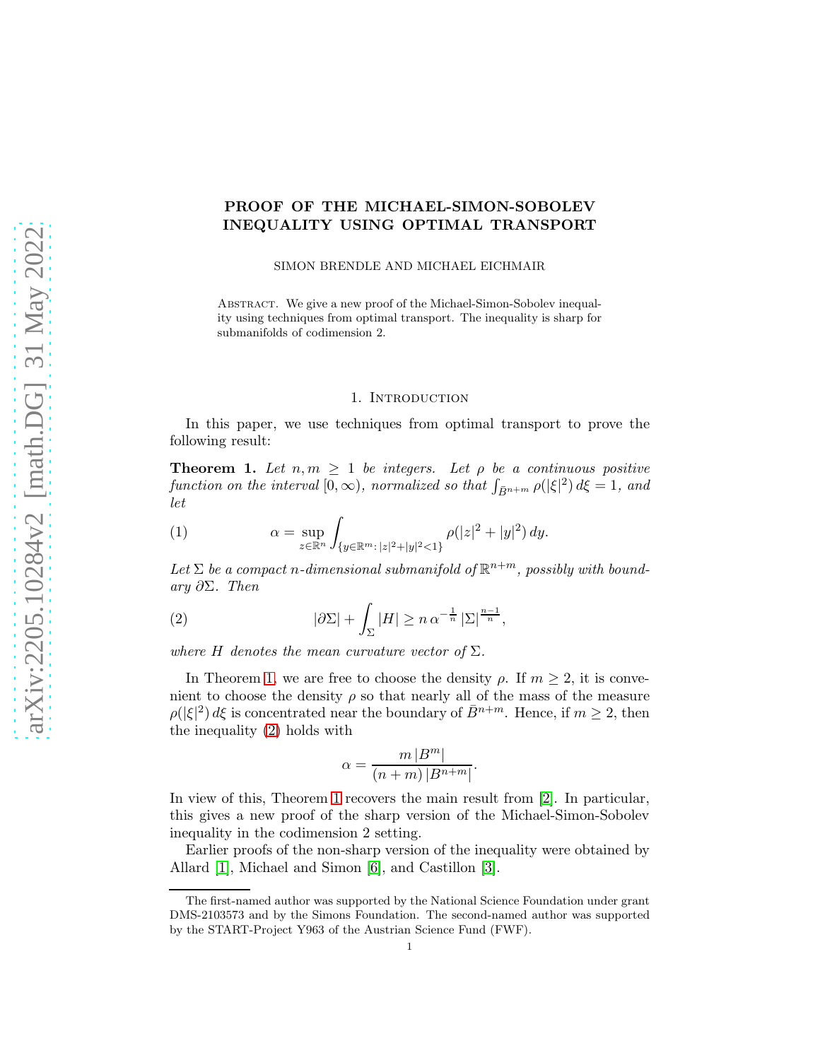# PROOF OF THE MICHAEL-SIMON-SOBOLEV INEQUALITY USING OPTIMAL TRANSPORT

SIMON BRENDLE AND MICHAEL EICHMAIR

Abstract. We give a new proof of the Michael-Simon-Sobolev inequality using techniques from optimal transport. The inequality is sharp for submanifolds of codimension 2.

## 1. Introduction

In this paper, we use techniques from optimal transport to prove the following result:

**Theorem 1.** *Let $n, m \geq 1$ be integers. Let $\rho$ be a continuous positive function on the interval $[0, \infty)$, normalized so that $\int_{\bar{B}^{n+m}} \rho(|\xi|^2)\, d\xi = 1$, and let*

$$\alpha = \sup_{z \in \mathbb{R}^n} \int_{\{y \in \mathbb{R}^m :\, |z|^2 + |y|^2 < 1\}} \rho(|z|^2 + |y|^2)\, dy. \tag{1}$$

*Let $\Sigma$ be a compact $n$-dimensional submanifold of $\mathbb{R}^{n+m}$, possibly with boundary $\partial\Sigma$. Then*

$$|\partial\Sigma| + \int_\Sigma |H| \geq n\, \alpha^{-\frac{1}{n}}\, |\Sigma|^{\frac{n-1}{n}}, \tag{2}$$

*where $H$ denotes the mean curvature vector of $\Sigma$.*

In Theorem 1, we are free to choose the density $\rho$. If $m \geq 2$, it is convenient to choose the density $\rho$ so that nearly all of the mass of the measure $\rho(|\xi|^2)\, d\xi$ is concentrated near the boundary of $\bar{B}^{n+m}$. Hence, if $m \geq 2$, then the inequality (2) holds with

$$\alpha = \frac{m\, |B^m|}{(n+m)\, |B^{n+m}|}.$$

In view of this, Theorem 1 recovers the main result from [2]. In particular, this gives a new proof of the sharp version of the Michael-Simon-Sobolev inequality in the codimension 2 setting.

Earlier proofs of the non-sharp version of the inequality were obtained by Allard [1], Michael and Simon [6], and Castillon [3].

The first-named author was supported by the National Science Foundation under grant DMS-2103573 and by the Simons Foundation. The second-named author was supported by the START-Project Y963 of the Austrian Science Fund (FWF).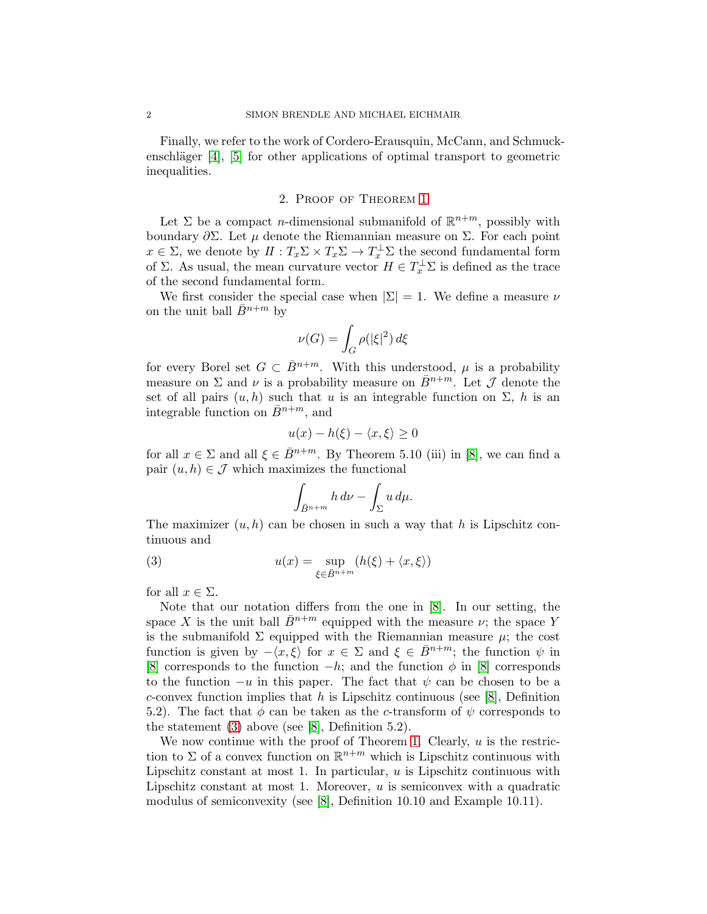Finally, we refer to the work of Cordero-Erausquin, McCann, and Schmuckenschläger [4], [5] for other applications of optimal transport to geometric inequalities.

## 2. Proof of Theorem 1

Let $\Sigma$ be a compact $n$-dimensional submanifold of $\mathbb{R}^{n+m}$, possibly with boundary $\partial\Sigma$. Let $\mu$ denote the Riemannian measure on $\Sigma$. For each point $x \in \Sigma$, we denote by $I\!I : T_x\Sigma \times T_x\Sigma \to T_x^\perp\Sigma$ the second fundamental form of $\Sigma$. As usual, the mean curvature vector $H \in T_x^\perp\Sigma$ is defined as the trace of the second fundamental form.

We first consider the special case when $|\Sigma| = 1$. We define a measure $\nu$ on the unit ball $\bar{B}^{n+m}$ by

$$\nu(G) = \int_G \rho(|\xi|^2)\, d\xi$$

for every Borel set $G \subset \bar{B}^{n+m}$. With this understood, $\mu$ is a probability measure on $\Sigma$ and $\nu$ is a probability measure on $\bar{B}^{n+m}$. Let $\mathcal{J}$ denote the set of all pairs $(u, h)$ such that $u$ is an integrable function on $\Sigma$, $h$ is an integrable function on $\bar{B}^{n+m}$, and

$$u(x) - h(\xi) - \langle x, \xi\rangle \geq 0$$

for all $x \in \Sigma$ and all $\xi \in \bar{B}^{n+m}$. By Theorem 5.10 (iii) in [8], we can find a pair $(u, h) \in \mathcal{J}$ which maximizes the functional

$$\int_{\bar{B}^{n+m}} h\, d\nu - \int_\Sigma u\, d\mu.$$

The maximizer $(u, h)$ can be chosen in such a way that $h$ is Lipschitz continuous and

$$u(x) = \sup_{\xi \in \bar{B}^{n+m}} \big(h(\xi) + \langle x, \xi\rangle\big) \tag{3}$$

for all $x \in \Sigma$.

Note that our notation differs from the one in [8]. In our setting, the space $X$ is the unit ball $\bar{B}^{n+m}$ equipped with the measure $\nu$; the space $Y$ is the submanifold $\Sigma$ equipped with the Riemannian measure $\mu$; the cost function is given by $-\langle x, \xi\rangle$ for $x \in \Sigma$ and $\xi \in \bar{B}^{n+m}$; the function $\psi$ in [8] corresponds to the function $-h$; and the function $\phi$ in [8] corresponds to the function $-u$ in this paper. The fact that $\psi$ can be chosen to be a $c$-convex function implies that $h$ is Lipschitz continuous (see [8], Definition 5.2). The fact that $\phi$ can be taken as the $c$-transform of $\psi$ corresponds to the statement (3) above (see [8], Definition 5.2).

We now continue with the proof of Theorem 1. Clearly, $u$ is the restriction to $\Sigma$ of a convex function on $\mathbb{R}^{n+m}$ which is Lipschitz continuous with Lipschitz constant at most 1. In particular, $u$ is Lipschitz continuous with Lipschitz constant at most 1. Moreover, $u$ is semiconvex with a quadratic modulus of semiconvexity (see [8], Definition 10.10 and Example 10.11).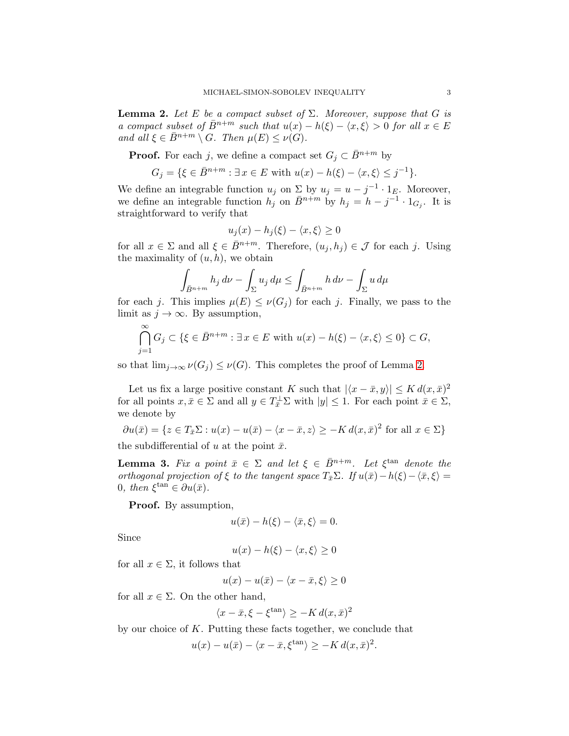**Lemma 2.** *Let $E$ be a compact subset of $\Sigma$. Moreover, suppose that $G$ is a compact subset of $\bar{B}^{n+m}$ such that $u(x) - h(\xi) - \langle x, \xi \rangle > 0$ for all $x \in E$ and all $\xi \in \bar{B}^{n+m} \setminus G$. Then $\mu(E) \leq \nu(G)$.*

**Proof.** For each $j$, we define a compact set $G_j \subset \bar{B}^{n+m}$ by

$$G_j = \{\xi \in \bar{B}^{n+m} : \exists\, x \in E \text{ with } u(x) - h(\xi) - \langle x, \xi \rangle \leq j^{-1}\}.$$

We define an integrable function $u_j$ on $\Sigma$ by $u_j = u - j^{-1} \cdot 1_E$. Moreover, we define an integrable function $h_j$ on $\bar{B}^{n+m}$ by $h_j = h - j^{-1} \cdot 1_{G_j}$. It is straightforward to verify that

$$u_j(x) - h_j(\xi) - \langle x, \xi \rangle \geq 0$$

for all $x \in \Sigma$ and all $\xi \in \bar{B}^{n+m}$. Therefore, $(u_j, h_j) \in \mathcal{J}$ for each $j$. Using the maximality of $(u, h)$, we obtain

$$\int_{\bar{B}^{n+m}} h_j \, d\nu - \int_\Sigma u_j \, d\mu \leq \int_{\bar{B}^{n+m}} h \, d\nu - \int_\Sigma u \, d\mu$$

for each $j$. This implies $\mu(E) \leq \nu(G_j)$ for each $j$. Finally, we pass to the limit as $j \to \infty$. By assumption,

$$\bigcap_{j=1}^{\infty} G_j \subset \{\xi \in \bar{B}^{n+m} : \exists\, x \in E \text{ with } u(x) - h(\xi) - \langle x, \xi \rangle \leq 0\} \subset G,$$

so that $\lim_{j \to \infty} \nu(G_j) \leq \nu(G)$. This completes the proof of Lemma 2.

Let us fix a large positive constant $K$ such that $|\langle x - \bar{x}, y \rangle| \leq K\, d(x, \bar{x})^2$ for all points $x, \bar{x} \in \Sigma$ and all $y \in T_{\bar{x}}^\perp \Sigma$ with $|y| \leq 1$. For each point $\bar{x} \in \Sigma$, we denote by

$$\partial u(\bar{x}) = \{z \in T_{\bar{x}} \Sigma : u(x) - u(\bar{x}) - \langle x - \bar{x}, z \rangle \geq -K\, d(x, \bar{x})^2 \text{ for all } x \in \Sigma\}$$

the subdifferential of $u$ at the point $\bar{x}$.

**Lemma 3.** *Fix a point $\bar{x} \in \Sigma$ and let $\xi \in \bar{B}^{n+m}$. Let $\xi^{\tan}$ denote the orthogonal projection of $\xi$ to the tangent space $T_{\bar{x}} \Sigma$. If $u(\bar{x}) - h(\xi) - \langle \bar{x}, \xi \rangle = 0$, then $\xi^{\tan} \in \partial u(\bar{x})$.*

**Proof.** By assumption,

$$u(\bar{x}) - h(\xi) - \langle \bar{x}, \xi \rangle = 0.$$

Since

$$u(x) - h(\xi) - \langle x, \xi \rangle \geq 0$$

for all $x \in \Sigma$, it follows that

$$u(x) - u(\bar{x}) - \langle x - \bar{x}, \xi \rangle \geq 0$$

for all $x \in \Sigma$. On the other hand,

$$\langle x - \bar{x}, \xi - \xi^{\tan} \rangle \geq -K\, d(x, \bar{x})^2$$

by our choice of $K$. Putting these facts together, we conclude that

$$u(x) - u(\bar{x}) - \langle x - \bar{x}, \xi^{\tan} \rangle \geq -K\, d(x, \bar{x})^2.$$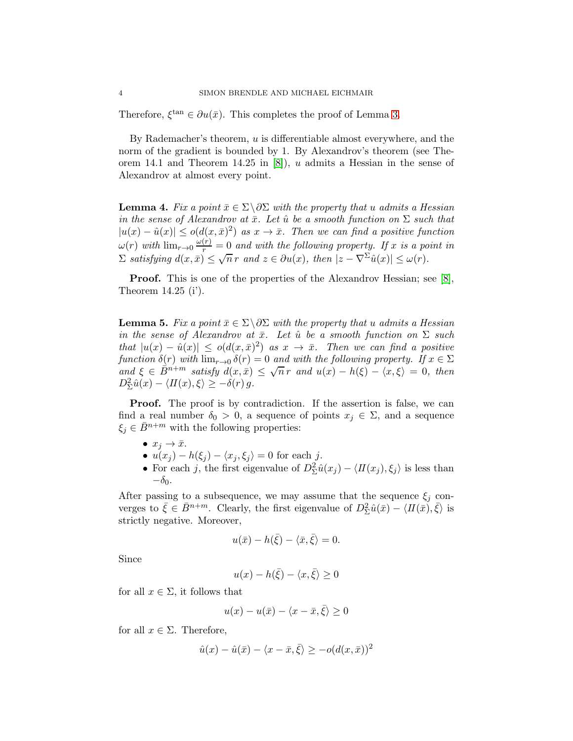Therefore, $\xi^{\tan} \in \partial u(\bar{x})$. This completes the proof of Lemma 3.

By Rademacher's theorem, $u$ is differentiable almost everywhere, and the norm of the gradient is bounded by 1. By Alexandrov's theorem (see Theorem 14.1 and Theorem 14.25 in [8]), $u$ admits a Hessian in the sense of Alexandrov at almost every point.

**Lemma 4.** *Fix a point $\bar{x} \in \Sigma \setminus \partial\Sigma$ with the property that $u$ admits a Hessian in the sense of Alexandrov at $\bar{x}$. Let $\hat{u}$ be a smooth function on $\Sigma$ such that $|u(x) - \hat{u}(x)| \leq o(d(x, \bar{x})^2)$ as $x \to \bar{x}$. Then we can find a positive function $\omega(r)$ with $\lim_{r \to 0} \frac{\omega(r)}{r} = 0$ and with the following property. If $x$ is a point in $\Sigma$ satisfying $d(x, \bar{x}) \leq \sqrt{n}\, r$ and $z \in \partial u(x)$, then $|z - \nabla^\Sigma \hat{u}(x)| \leq \omega(r)$.*

**Proof.** This is one of the properties of the Alexandrov Hessian; see [8], Theorem 14.25 (i').

**Lemma 5.** *Fix a point $\bar{x} \in \Sigma \setminus \partial\Sigma$ with the property that $u$ admits a Hessian in the sense of Alexandrov at $\bar{x}$. Let $\hat{u}$ be a smooth function on $\Sigma$ such that $|u(x) - \hat{u}(x)| \leq o(d(x, \bar{x})^2)$ as $x \to \bar{x}$. Then we can find a positive function $\delta(r)$ with $\lim_{r \to 0} \delta(r) = 0$ and with the following property. If $x \in \Sigma$ and $\xi \in \bar{B}^{n+m}$ satisfy $d(x, \bar{x}) \leq \sqrt{n}\, r$ and $u(x) - h(\xi) - \langle x, \xi \rangle = 0$, then $D^2_\Sigma \hat{u}(x) - \langle II(x), \xi \rangle \geq -\delta(r)\, g$.*

**Proof.** The proof is by contradiction. If the assertion is false, we can find a real number $\delta_0 > 0$, a sequence of points $x_j \in \Sigma$, and a sequence $\xi_j \in \bar{B}^{n+m}$ with the following properties:

- $x_j \to \bar{x}$.
- $u(x_j) - h(\xi_j) - \langle x_j, \xi_j \rangle = 0$ for each $j$.
- For each $j$, the first eigenvalue of $D^2_\Sigma \hat{u}(x_j) - \langle II(x_j), \xi_j \rangle$ is less than $-\delta_0$.

After passing to a subsequence, we may assume that the sequence $\xi_j$ converges to $\bar{\xi} \in \bar{B}^{n+m}$. Clearly, the first eigenvalue of $D^2_\Sigma \hat{u}(\bar{x}) - \langle II(\bar{x}), \bar{\xi} \rangle$ is strictly negative. Moreover,

$$u(\bar{x}) - h(\bar{\xi}) - \langle \bar{x}, \bar{\xi} \rangle = 0.$$

Since

$$u(x) - h(\bar{\xi}) - \langle x, \bar{\xi} \rangle \geq 0$$

for all $x \in \Sigma$, it follows that

$$u(x) - u(\bar{x}) - \langle x - \bar{x}, \bar{\xi} \rangle \geq 0$$

for all $x \in \Sigma$. Therefore,

$$\hat{u}(x) - \hat{u}(\bar{x}) - \langle x - \bar{x}, \bar{\xi} \rangle \geq -o(d(x, \bar{x}))^2$$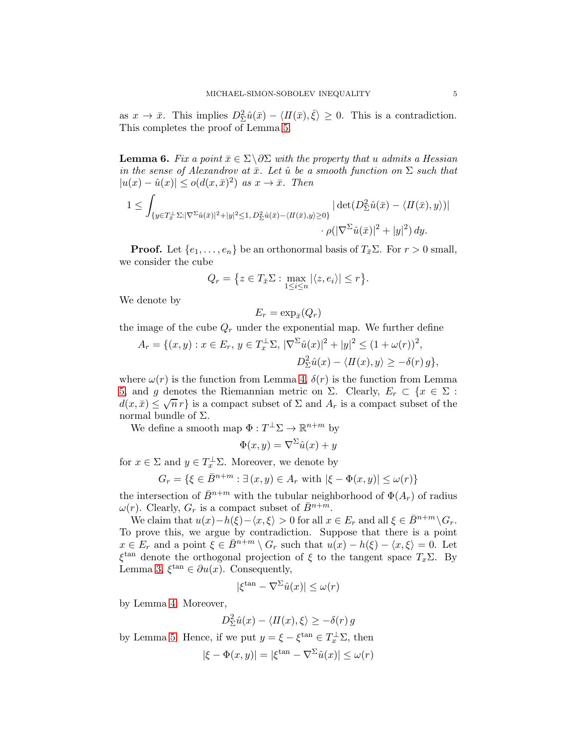as $x \to \bar{x}$. This implies $D^2_\Sigma \hat{u}(\bar{x}) - \langle I\!I(\bar{x}), \bar{\xi}\rangle \geq 0$. This is a contradiction. This completes the proof of Lemma 5.

**Lemma 6.** *Fix a point $\bar{x} \in \Sigma \setminus \partial\Sigma$ with the property that $u$ admits a Hessian in the sense of Alexandrov at $\bar{x}$. Let $\hat{u}$ be a smooth function on $\Sigma$ such that $|u(x) - \hat{u}(x)| \leq o(d(x, \bar{x})^2)$ as $x \to \bar{x}$. Then*

$$1 \leq \int_{\{y \in T^\perp_{\bar{x}}\Sigma : |\nabla^\Sigma \hat{u}(\bar{x})|^2 + |y|^2 \leq 1,\, D^2_\Sigma \hat{u}(\bar{x}) - \langle I\!I(\bar{x}), y\rangle \geq 0\}} |\det(D^2_\Sigma \hat{u}(\bar{x}) - \langle I\!I(\bar{x}), y\rangle)| \cdot \rho(|\nabla^\Sigma \hat{u}(\bar{x})|^2 + |y|^2)\, dy.$$

**Proof.** Let $\{e_1, \ldots, e_n\}$ be an orthonormal basis of $T_{\bar{x}}\Sigma$. For $r > 0$ small, we consider the cube

$$Q_r = \big\{z \in T_{\bar{x}}\Sigma : \max_{1 \leq i \leq n} |\langle z, e_i\rangle| \leq r\big\}.$$

We denote by

$$E_r = \exp_{\bar{x}}(Q_r)$$

the image of the cube $Q_r$ under the exponential map. We further define

$$A_r = \{(x, y) : x \in E_r,\, y \in T^\perp_x \Sigma,\, |\nabla^\Sigma \hat{u}(x)|^2 + |y|^2 \leq (1 + \omega(r))^2, \\ D^2_\Sigma \hat{u}(x) - \langle I\!I(x), y\rangle \geq -\delta(r)\, g\},$$

where $\omega(r)$ is the function from Lemma 4, $\delta(r)$ is the function from Lemma 5, and $g$ denotes the Riemannian metric on $\Sigma$. Clearly, $E_r \subset \{x \in \Sigma : d(x, \bar{x}) \leq \sqrt{n}\, r\}$ is a compact subset of $\Sigma$ and $A_r$ is a compact subset of the normal bundle of $\Sigma$.

We define a smooth map $\Phi : T^\perp\Sigma \to \mathbb{R}^{n+m}$ by

$$\Phi(x, y) = \nabla^\Sigma \hat{u}(x) + y$$

for $x \in \Sigma$ and $y \in T^\perp_x \Sigma$. Moreover, we denote by

$$G_r = \{\xi \in \bar{B}^{n+m} : \exists\, (x, y) \in A_r \text{ with } |\xi - \Phi(x, y)| \leq \omega(r)\}$$

the intersection of $\bar{B}^{n+m}$ with the tubular neighborhood of $\Phi(A_r)$ of radius $\omega(r)$. Clearly, $G_r$ is a compact subset of $\bar{B}^{n+m}$.

We claim that $u(x) - h(\xi) - \langle x, \xi\rangle > 0$ for all $x \in E_r$ and all $\xi \in \bar{B}^{n+m} \setminus G_r$. To prove this, we argue by contradiction. Suppose that there is a point $x \in E_r$ and a point $\xi \in \bar{B}^{n+m} \setminus G_r$ such that $u(x) - h(\xi) - \langle x, \xi\rangle = 0$. Let $\xi^{\tan}$ denote the orthogonal projection of $\xi$ to the tangent space $T_x\Sigma$. By Lemma 3, $\xi^{\tan} \in \partial u(x)$. Consequently,

$$|\xi^{\tan} - \nabla^\Sigma \hat{u}(x)| \leq \omega(r)$$

by Lemma 4. Moreover,

$$D^2_\Sigma \hat{u}(x) - \langle I\!I(x), \xi\rangle \geq -\delta(r)\, g$$

by Lemma 5. Hence, if we put $y = \xi - \xi^{\tan} \in T^\perp_x \Sigma$, then

$$|\xi - \Phi(x, y)| = |\xi^{\tan} - \nabla^\Sigma \hat{u}(x)| \leq \omega(r)$$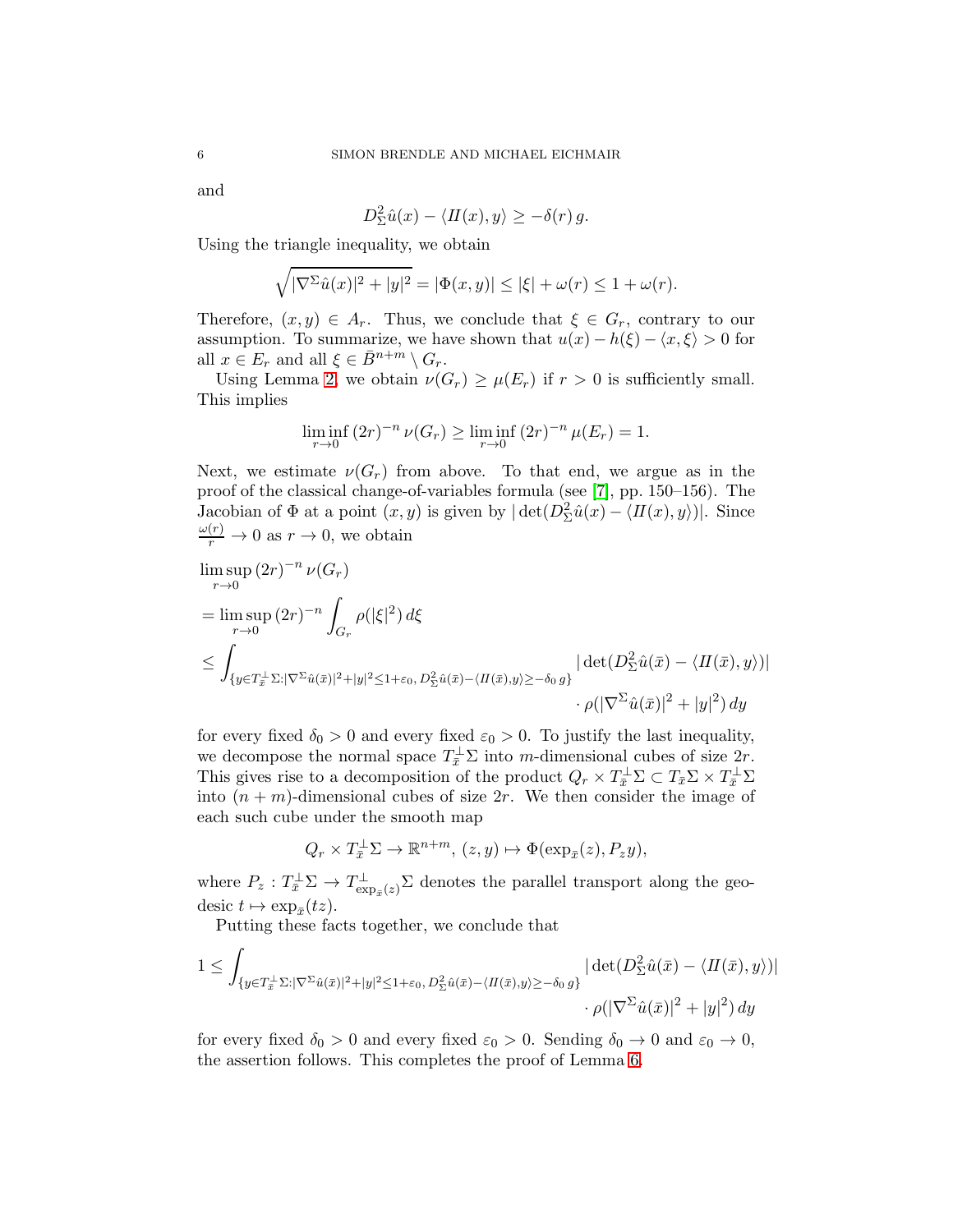and

$$D^2_\Sigma \hat{u}(x) - \langle I\!I(x), y \rangle \geq -\delta(r)\, g.$$

Using the triangle inequality, we obtain

$$\sqrt{|\nabla^\Sigma \hat{u}(x)|^2 + |y|^2} = |\Phi(x,y)| \leq |\xi| + \omega(r) \leq 1 + \omega(r).$$

Therefore, $(x, y) \in A_r$. Thus, we conclude that $\xi \in G_r$, contrary to our assumption. To summarize, we have shown that $u(x) - h(\xi) - \langle x, \xi \rangle > 0$ for all $x \in E_r$ and all $\xi \in \bar{B}^{n+m} \setminus G_r$.

Using Lemma 2, we obtain $\nu(G_r) \geq \mu(E_r)$ if $r > 0$ is sufficiently small. This implies

$$\liminf_{r \to 0} \, (2r)^{-n} \, \nu(G_r) \geq \liminf_{r \to 0} \, (2r)^{-n} \, \mu(E_r) = 1.$$

Next, we estimate $\nu(G_r)$ from above. To that end, we argue as in the proof of the classical change-of-variables formula (see [7], pp. 150–156). The Jacobian of $\Phi$ at a point $(x, y)$ is given by $|\det(D^2_\Sigma \hat{u}(x) - \langle I\!I(x), y \rangle)|$. Since $\frac{\omega(r)}{r} \to 0$ as $r \to 0$, we obtain

$$\begin{aligned}
&\limsup_{r \to 0} \, (2r)^{-n} \, \nu(G_r) \\
&= \limsup_{r \to 0} \, (2r)^{-n} \int_{G_r} \rho(|\xi|^2) \, d\xi \\
&\leq \int_{\{y \in T^\perp_{\bar{x}} \Sigma : |\nabla^\Sigma \hat{u}(\bar{x})|^2 + |y|^2 \leq 1 + \varepsilon_0, \, D^2_\Sigma \hat{u}(\bar{x}) - \langle I\!I(\bar{x}), y \rangle \geq -\delta_0 \, g\}} |\det(D^2_\Sigma \hat{u}(\bar{x}) - \langle I\!I(\bar{x}), y \rangle)| \\
&\qquad \cdot \rho(|\nabla^\Sigma \hat{u}(\bar{x})|^2 + |y|^2) \, dy
\end{aligned}$$

for every fixed $\delta_0 > 0$ and every fixed $\varepsilon_0 > 0$. To justify the last inequality, we decompose the normal space $T^\perp_{\bar{x}} \Sigma$ into $m$-dimensional cubes of size $2r$. This gives rise to a decomposition of the product $Q_r \times T^\perp_{\bar{x}} \Sigma \subset T_{\bar{x}} \Sigma \times T^\perp_{\bar{x}} \Sigma$ into $(n + m)$-dimensional cubes of size $2r$. We then consider the image of each such cube under the smooth map

$$Q_r \times T^\perp_{\bar{x}} \Sigma \to \mathbb{R}^{n+m}, \, (z, y) \mapsto \Phi(\exp_{\bar{x}}(z), P_z y),$$

where $P_z : T^\perp_{\bar{x}} \Sigma \to T^\perp_{\exp_{\bar{x}}(z)} \Sigma$ denotes the parallel transport along the geodesic $t \mapsto \exp_{\bar{x}}(tz)$.

Putting these facts together, we conclude that

$$\begin{aligned}
1 \leq &\int_{\{y \in T^\perp_{\bar{x}} \Sigma : |\nabla^\Sigma \hat{u}(\bar{x})|^2 + |y|^2 \leq 1 + \varepsilon_0, \, D^2_\Sigma \hat{u}(\bar{x}) - \langle I\!I(\bar{x}), y \rangle \geq -\delta_0 \, g\}} |\det(D^2_\Sigma \hat{u}(\bar{x}) - \langle I\!I(\bar{x}), y \rangle)| \\
&\qquad \cdot \rho(|\nabla^\Sigma \hat{u}(\bar{x})|^2 + |y|^2) \, dy
\end{aligned}$$

for every fixed $\delta_0 > 0$ and every fixed $\varepsilon_0 > 0$. Sending $\delta_0 \to 0$ and $\varepsilon_0 \to 0$, the assertion follows. This completes the proof of Lemma 6.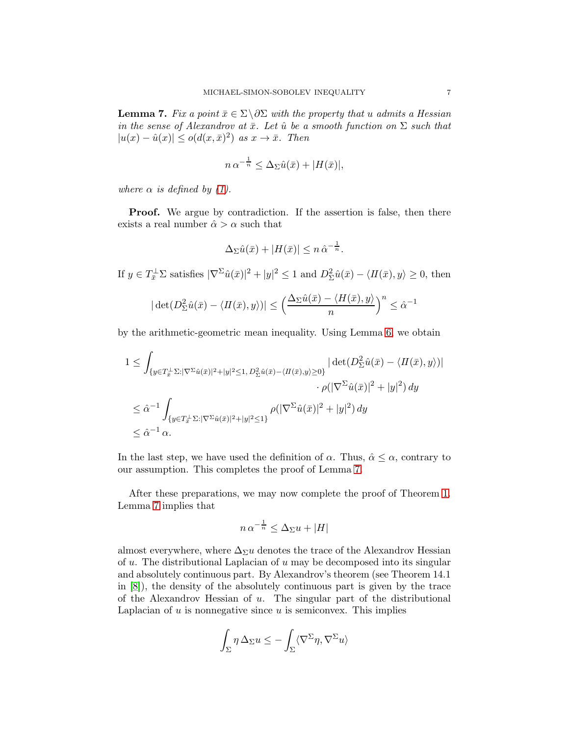**Lemma 7.** *Fix a point $\bar{x} \in \Sigma \setminus \partial\Sigma$ with the property that $u$ admits a Hessian in the sense of Alexandrov at $\bar{x}$. Let $\hat{u}$ be a smooth function on $\Sigma$ such that $|u(x) - \hat{u}(x)| \leq o(d(x, \bar{x})^2)$ as $x \to \bar{x}$. Then*

$$n\,\alpha^{-\frac{1}{n}} \leq \Delta_\Sigma \hat{u}(\bar{x}) + |H(\bar{x})|,$$

*where $\alpha$ is defined by (1).*

**Proof.** We argue by contradiction. If the assertion is false, then there exists a real number $\hat{\alpha} > \alpha$ such that

$$\Delta_\Sigma \hat{u}(\bar{x}) + |H(\bar{x})| \leq n\,\hat{\alpha}^{-\frac{1}{n}}.$$

If $y \in T_{\bar{x}}^\perp \Sigma$ satisfies $|\nabla^\Sigma \hat{u}(\bar{x})|^2 + |y|^2 \leq 1$ and $D_\Sigma^2 \hat{u}(\bar{x}) - \langle I\!I(\bar{x}), y\rangle \geq 0$, then

$$|\det(D_\Sigma^2 \hat{u}(\bar{x}) - \langle I\!I(\bar{x}), y\rangle)| \leq \Big(\frac{\Delta_\Sigma \hat{u}(\bar{x}) - \langle H(\bar{x}), y\rangle}{n}\Big)^n \leq \hat{\alpha}^{-1}$$

by the arithmetic-geometric mean inequality. Using Lemma 6, we obtain

$$\begin{aligned}
1 &\leq \int_{\{y \in T_{\bar{x}}^\perp \Sigma : |\nabla^\Sigma \hat{u}(\bar{x})|^2 + |y|^2 \leq 1,\, D_\Sigma^2 \hat{u}(\bar{x}) - \langle I\!I(\bar{x}), y\rangle \geq 0\}} |\det(D_\Sigma^2 \hat{u}(\bar{x}) - \langle I\!I(\bar{x}), y\rangle)| \\
&\qquad\qquad\qquad\qquad\qquad\qquad\qquad\qquad \cdot \rho(|\nabla^\Sigma \hat{u}(\bar{x})|^2 + |y|^2)\,dy \\
&\leq \hat{\alpha}^{-1} \int_{\{y \in T_{\bar{x}}^\perp \Sigma : |\nabla^\Sigma \hat{u}(\bar{x})|^2 + |y|^2 \leq 1\}} \rho(|\nabla^\Sigma \hat{u}(\bar{x})|^2 + |y|^2)\,dy \\
&\leq \hat{\alpha}^{-1}\,\alpha.
\end{aligned}$$

In the last step, we have used the definition of $\alpha$. Thus, $\hat{\alpha} \leq \alpha$, contrary to our assumption. This completes the proof of Lemma 7.

After these preparations, we may now complete the proof of Theorem 1. Lemma 7 implies that

$$n\,\alpha^{-\frac{1}{n}} \leq \Delta_\Sigma u + |H|$$

almost everywhere, where $\Delta_\Sigma u$ denotes the trace of the Alexandrov Hessian of $u$. The distributional Laplacian of $u$ may be decomposed into its singular and absolutely continuous part. By Alexandrov's theorem (see Theorem 14.1 in [8]), the density of the absolutely continuous part is given by the trace of the Alexandrov Hessian of $u$. The singular part of the distributional Laplacian of $u$ is nonnegative since $u$ is semiconvex. This implies

$$\int_\Sigma \eta\,\Delta_\Sigma u \leq -\int_\Sigma \langle \nabla^\Sigma \eta, \nabla^\Sigma u\rangle$$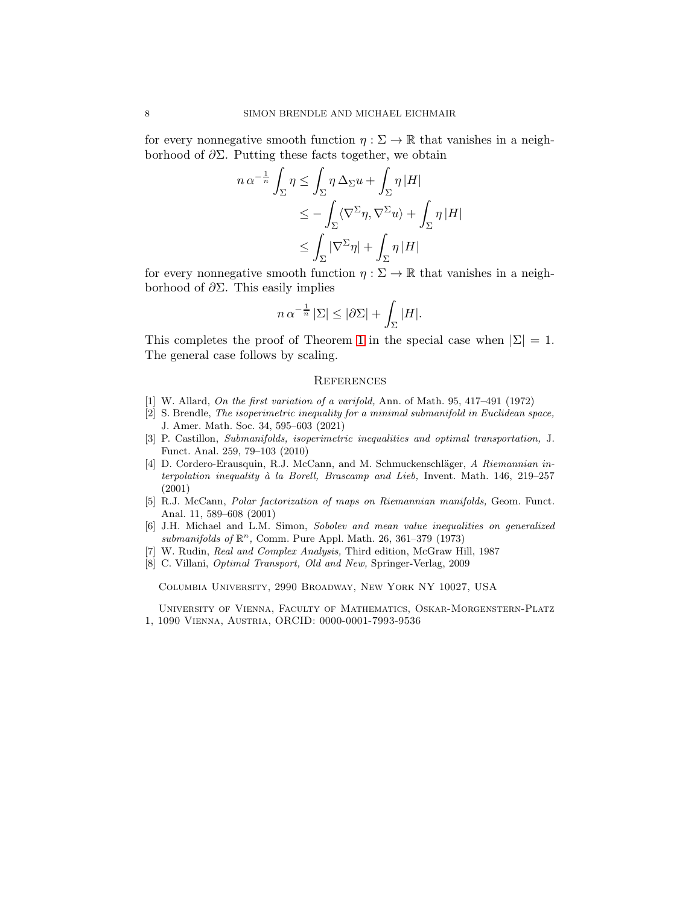for every nonnegative smooth function $\eta : \Sigma \to \mathbb{R}$ that vanishes in a neighborhood of $\partial\Sigma$. Putting these facts together, we obtain

$$
\begin{aligned}
n\,\alpha^{-\frac{1}{n}} \int_\Sigma \eta &\leq \int_\Sigma \eta\, \Delta_\Sigma u + \int_\Sigma \eta\, |H| \\
&\leq - \int_\Sigma \langle \nabla^\Sigma \eta, \nabla^\Sigma u \rangle + \int_\Sigma \eta\, |H| \\
&\leq \int_\Sigma |\nabla^\Sigma \eta| + \int_\Sigma \eta\, |H|
\end{aligned}
$$

for every nonnegative smooth function $\eta : \Sigma \to \mathbb{R}$ that vanishes in a neighborhood of $\partial\Sigma$. This easily implies

$$
n\,\alpha^{-\frac{1}{n}}\, |\Sigma| \leq |\partial\Sigma| + \int_\Sigma |H|.
$$

This completes the proof of Theorem 1 in the special case when $|\Sigma| = 1$. The general case follows by scaling.

## References

[1] W. Allard, *On the first variation of a varifold,* Ann. of Math. 95, 417–491 (1972)

[2] S. Brendle, *The isoperimetric inequality for a minimal submanifold in Euclidean space,* J. Amer. Math. Soc. 34, 595–603 (2021)

[3] P. Castillon, *Submanifolds, isoperimetric inequalities and optimal transportation,* J. Funct. Anal. 259, 79–103 (2010)

[4] D. Cordero-Erausquin, R.J. McCann, and M. Schmuckenschläger, *A Riemannian interpolation inequality à la Borell, Brascamp and Lieb,* Invent. Math. 146, 219–257 (2001)

[5] R.J. McCann, *Polar factorization of maps on Riemannian manifolds,* Geom. Funct. Anal. 11, 589–608 (2001)

[6] J.H. Michael and L.M. Simon, *Sobolev and mean value inequalities on generalized submanifolds of $\mathbb{R}^n$,* Comm. Pure Appl. Math. 26, 361–379 (1973)

[7] W. Rudin, *Real and Complex Analysis,* Third edition, McGraw Hill, 1987

[8] C. Villani, *Optimal Transport, Old and New,* Springer-Verlag, 2009

Columbia University, 2990 Broadway, New York NY 10027, USA

University of Vienna, Faculty of Mathematics, Oskar-Morgenstern-Platz 1, 1090 Vienna, Austria, ORCID: 0000-0001-7993-9536